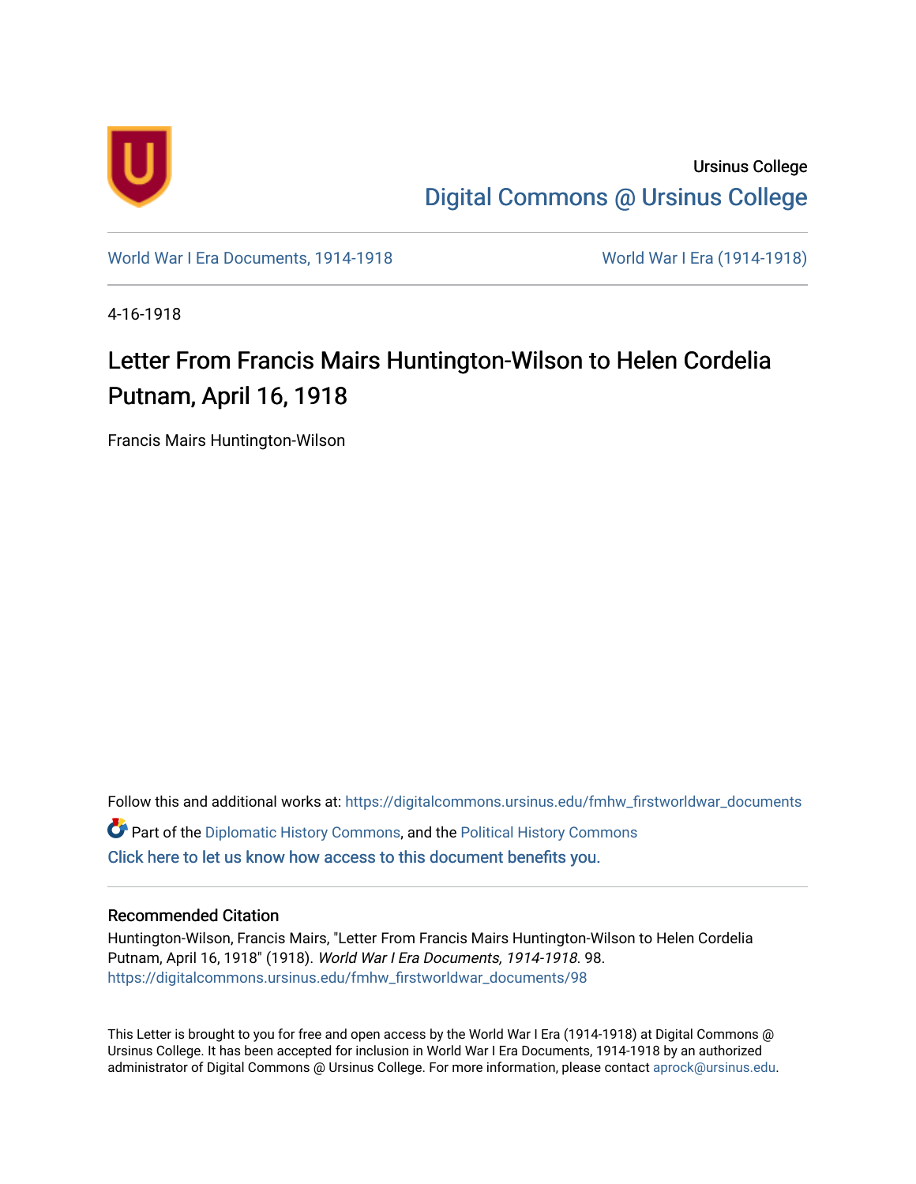Ursinus College

Digital Commons @ Ursinus College

World War I Era Documents, 1914-1918

World War I Era (1914-1918)

4-16-1918

# Letter From Francis Mairs Huntington-Wilson to Helen Cordelia Putnam, April 16, 1918

Francis Mairs Huntington-Wilson

Follow this and additional works at: https://digitalcommons.ursinus.edu/fmhw_firstworldwar_documents

Part of the Diplomatic History Commons, and the Political History Commons

Click here to let us know how access to this document benefits you.

## Recommended Citation

Huntington-Wilson, Francis Mairs, "Letter From Francis Mairs Huntington-Wilson to Helen Cordelia Putnam, April 16, 1918" (1918). *World War I Era Documents, 1914-1918*. 98.
https://digitalcommons.ursinus.edu/fmhw_firstworldwar_documents/98

This Letter is brought to you for free and open access by the World War I Era (1914-1918) at Digital Commons @ Ursinus College. It has been accepted for inclusion in World War I Era Documents, 1914-1918 by an authorized administrator of Digital Commons @ Ursinus College. For more information, please contact aprock@ursinus.edu.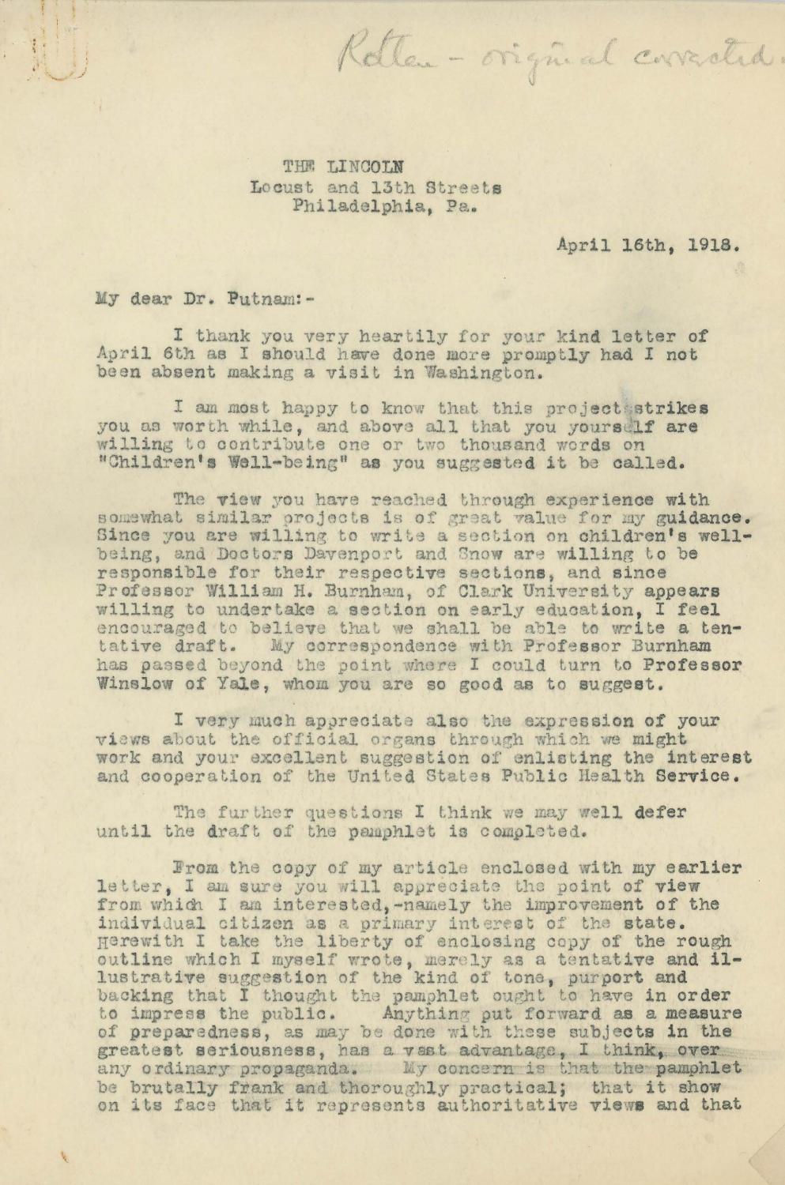Rotten - original corrected.

THE LINCOLN
Locust and 13th Streets
Philadelphia, Pa.

April 16th, 1918.

My dear Dr. Putnam:-

I thank you very heartily for your kind letter of April 6th as I should have done more promptly had I not been absent making a visit in Washington.

I am most happy to know that this project strikes you as worth while, and above all that you yourself are willing to contribute one or two thousand words on "Children's Well-being" as you suggested it be called.

The view you have reached through experience with somewhat similar projects is of great value for my guidance. Since you are willing to write a section on children's well-being, and Doctors Davenport and Snow are willing to be responsible for their respective sections, and since Professor William H. Burnham, of Clark University appears willing to undertake a section on early education, I feel encouraged to believe that we shall be able to write a tentative draft. My correspondence with Professor Burnham has passed beyond the point where I could turn to Professor Winslow of Yale, whom you are so good as to suggest.

I very much appreciate also the expression of your views about the official organs through which we might work and your excellent suggestion of enlisting the interest and cooperation of the United States Public Health Service.

The further questions I think we may well defer until the draft of the pamphlet is completed.

From the copy of my article enclosed with my earlier letter, I am sure you will appreciate the point of view from which I am interested,-namely the improvement of the individual citizen as a primary interest of the state. Herewith I take the liberty of enclosing copy of the rough outline which I myself wrote, merely as a tentative and illustrative suggestion of the kind of tone, purport and backing that I thought the pamphlet ought to have in order to impress the public. Anything put forward as a measure of preparedness, as may be done with these subjects in the greatest seriousness, has a vast advantage, I think, over any ordinary propaganda. My concern is that the pamphlet be brutally frank and thoroughly practical; that it show on its face that it represents authoritative views and that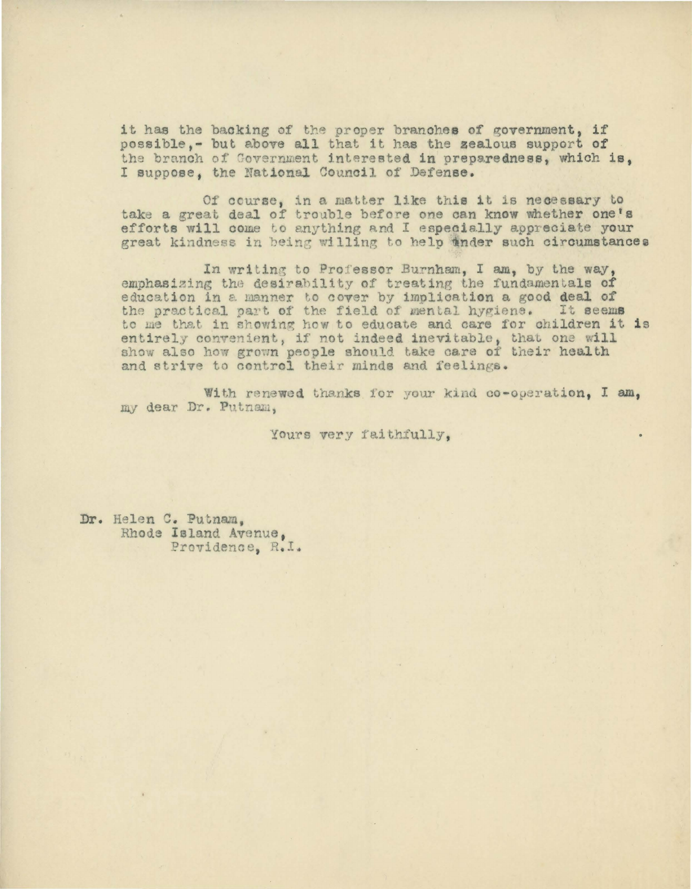it has the backing of the proper branches of government, if possible,- but above all that it has the zealous support of the branch of Government interested in preparedness, which is, I suppose, the National Council of Defense.

Of course, in a matter like this it is necessary to take a great deal of trouble before one can know whether one's efforts will come to anything and I especially appreciate your great kindness in being willing to help under such circumstances

In writing to Professor Burnham, I am, by the way, emphasizing the desirability of treating the fundamentals of education in a manner to cover by implication a good deal of the practical part of the field of mental hygiene. It seems to me that in showing how to educate and care for children it is entirely convenient, if not indeed inevitable, that one will show also how grown people should take care of their health and strive to control their minds and feelings.

With renewed thanks for your kind co-operation, I am, my dear Dr. Putnam,

Yours very faithfully,

Dr. Helen C. Putnam,
Rhode Island Avenue,
Providence, R.I.